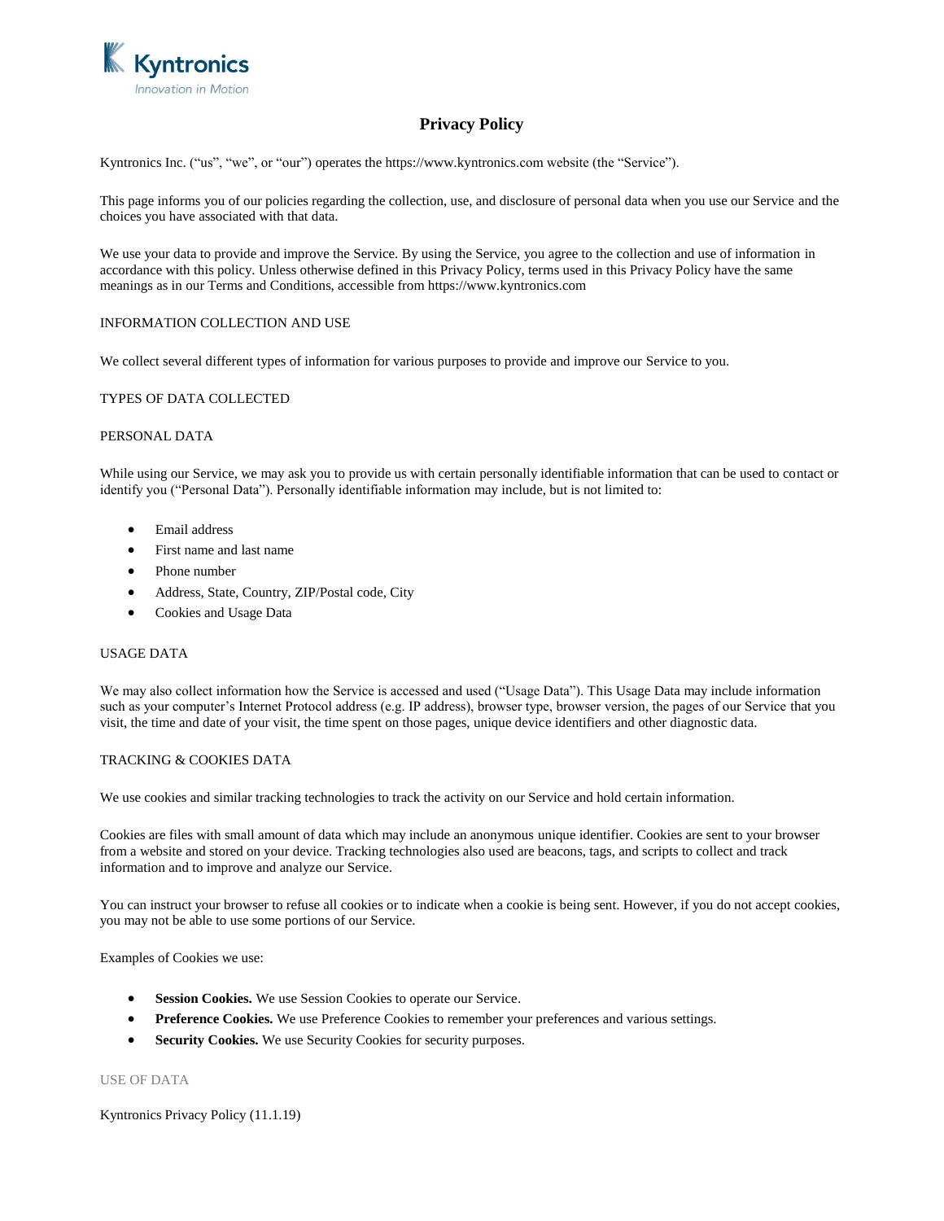Kyntronics
Innovation in Motion

# Privacy Policy

Kyntronics Inc. ("us", "we", or "our") operates the https://www.kyntronics.com website (the "Service").

This page informs you of our policies regarding the collection, use, and disclosure of personal data when you use our Service and the choices you have associated with that data.

We use your data to provide and improve the Service. By using the Service, you agree to the collection and use of information in accordance with this policy. Unless otherwise defined in this Privacy Policy, terms used in this Privacy Policy have the same meanings as in our Terms and Conditions, accessible from https://www.kyntronics.com

## INFORMATION COLLECTION AND USE

We collect several different types of information for various purposes to provide and improve our Service to you.

## TYPES OF DATA COLLECTED

### PERSONAL DATA

While using our Service, we may ask you to provide us with certain personally identifiable information that can be used to contact or identify you ("Personal Data"). Personally identifiable information may include, but is not limited to:

- Email address
- First name and last name
- Phone number
- Address, State, Country, ZIP/Postal code, City
- Cookies and Usage Data

### USAGE DATA

We may also collect information how the Service is accessed and used ("Usage Data"). This Usage Data may include information such as your computer's Internet Protocol address (e.g. IP address), browser type, browser version, the pages of our Service that you visit, the time and date of your visit, the time spent on those pages, unique device identifiers and other diagnostic data.

### TRACKING & COOKIES DATA

We use cookies and similar tracking technologies to track the activity on our Service and hold certain information.

Cookies are files with small amount of data which may include an anonymous unique identifier. Cookies are sent to your browser from a website and stored on your device. Tracking technologies also used are beacons, tags, and scripts to collect and track information and to improve and analyze our Service.

You can instruct your browser to refuse all cookies or to indicate when a cookie is being sent. However, if you do not accept cookies, you may not be able to use some portions of our Service.

Examples of Cookies we use:

- **Session Cookies.** We use Session Cookies to operate our Service.
- **Preference Cookies.** We use Preference Cookies to remember your preferences and various settings.
- **Security Cookies.** We use Security Cookies for security purposes.

## USE OF DATA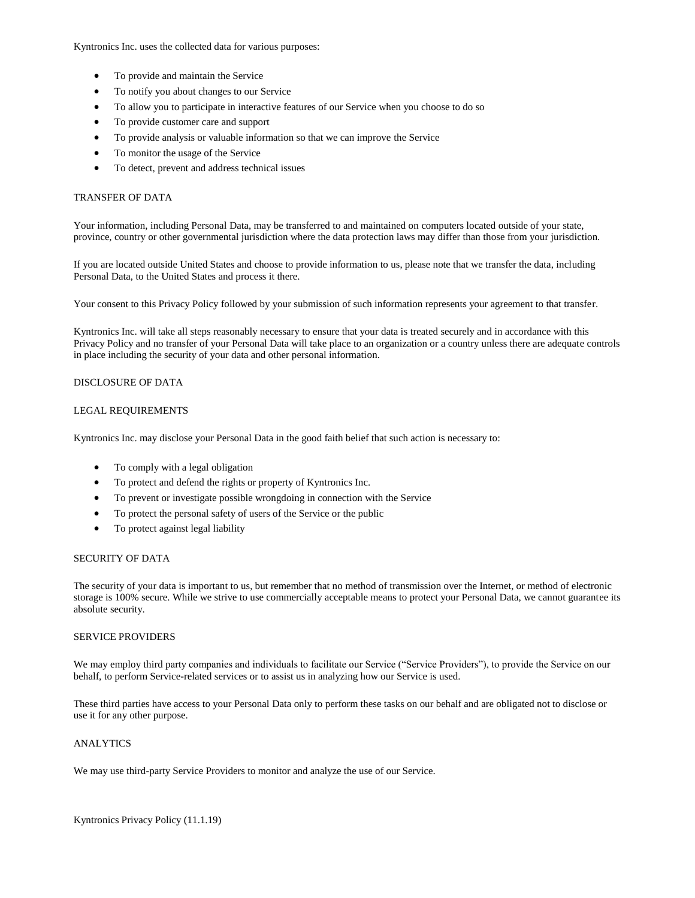Kyntronics Inc. uses the collected data for various purposes:

- To provide and maintain the Service
- To notify you about changes to our Service
- To allow you to participate in interactive features of our Service when you choose to do so
- To provide customer care and support
- To provide analysis or valuable information so that we can improve the Service
- To monitor the usage of the Service
- To detect, prevent and address technical issues

## TRANSFER OF DATA

Your information, including Personal Data, may be transferred to and maintained on computers located outside of your state, province, country or other governmental jurisdiction where the data protection laws may differ than those from your jurisdiction.

If you are located outside United States and choose to provide information to us, please note that we transfer the data, including Personal Data, to the United States and process it there.

Your consent to this Privacy Policy followed by your submission of such information represents your agreement to that transfer.

Kyntronics Inc. will take all steps reasonably necessary to ensure that your data is treated securely and in accordance with this Privacy Policy and no transfer of your Personal Data will take place to an organization or a country unless there are adequate controls in place including the security of your data and other personal information.

## DISCLOSURE OF DATA

## LEGAL REQUIREMENTS

Kyntronics Inc. may disclose your Personal Data in the good faith belief that such action is necessary to:

- To comply with a legal obligation
- To protect and defend the rights or property of Kyntronics Inc.
- To prevent or investigate possible wrongdoing in connection with the Service
- To protect the personal safety of users of the Service or the public
- To protect against legal liability

## SECURITY OF DATA

The security of your data is important to us, but remember that no method of transmission over the Internet, or method of electronic storage is 100% secure. While we strive to use commercially acceptable means to protect your Personal Data, we cannot guarantee its absolute security.

## SERVICE PROVIDERS

We may employ third party companies and individuals to facilitate our Service ("Service Providers"), to provide the Service on our behalf, to perform Service-related services or to assist us in analyzing how our Service is used.

These third parties have access to your Personal Data only to perform these tasks on our behalf and are obligated not to disclose or use it for any other purpose.

## ANALYTICS

We may use third-party Service Providers to monitor and analyze the use of our Service.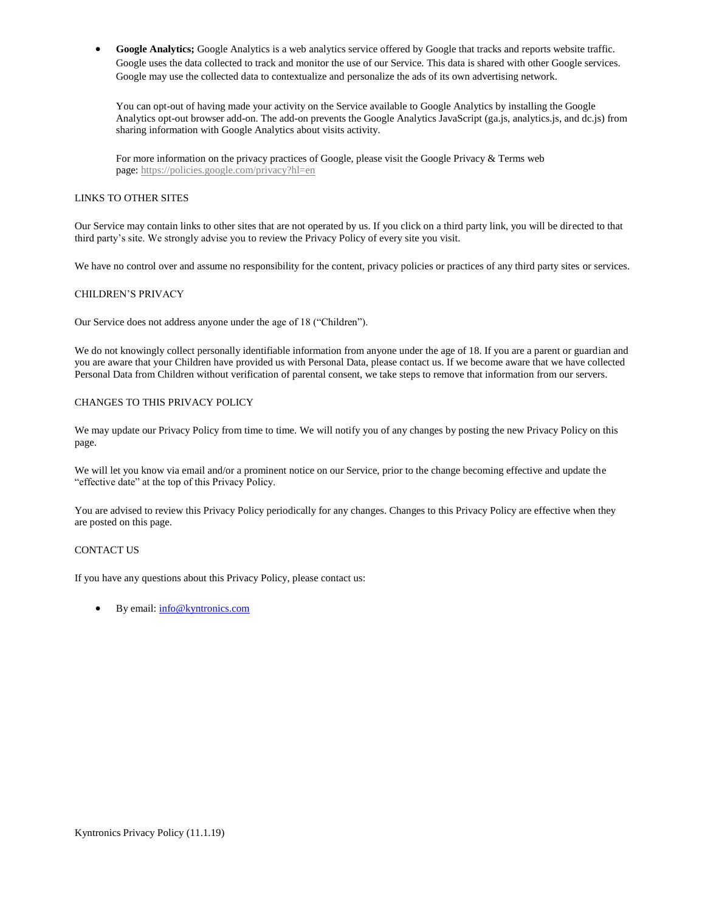- **Google Analytics;** Google Analytics is a web analytics service offered by Google that tracks and reports website traffic. Google uses the data collected to track and monitor the use of our Service. This data is shared with other Google services. Google may use the collected data to contextualize and personalize the ads of its own advertising network.

  You can opt-out of having made your activity on the Service available to Google Analytics by installing the Google Analytics opt-out browser add-on. The add-on prevents the Google Analytics JavaScript (ga.js, analytics.js, and dc.js) from sharing information with Google Analytics about visits activity.

  For more information on the privacy practices of Google, please visit the Google Privacy & Terms web page: https://policies.google.com/privacy?hl=en

## LINKS TO OTHER SITES

Our Service may contain links to other sites that are not operated by us. If you click on a third party link, you will be directed to that third party's site. We strongly advise you to review the Privacy Policy of every site you visit.

We have no control over and assume no responsibility for the content, privacy policies or practices of any third party sites or services.

## CHILDREN'S PRIVACY

Our Service does not address anyone under the age of 18 ("Children").

We do not knowingly collect personally identifiable information from anyone under the age of 18. If you are a parent or guardian and you are aware that your Children have provided us with Personal Data, please contact us. If we become aware that we have collected Personal Data from Children without verification of parental consent, we take steps to remove that information from our servers.

## CHANGES TO THIS PRIVACY POLICY

We may update our Privacy Policy from time to time. We will notify you of any changes by posting the new Privacy Policy on this page.

We will let you know via email and/or a prominent notice on our Service, prior to the change becoming effective and update the "effective date" at the top of this Privacy Policy.

You are advised to review this Privacy Policy periodically for any changes. Changes to this Privacy Policy are effective when they are posted on this page.

## CONTACT US

If you have any questions about this Privacy Policy, please contact us:

- By email: info@kyntronics.com